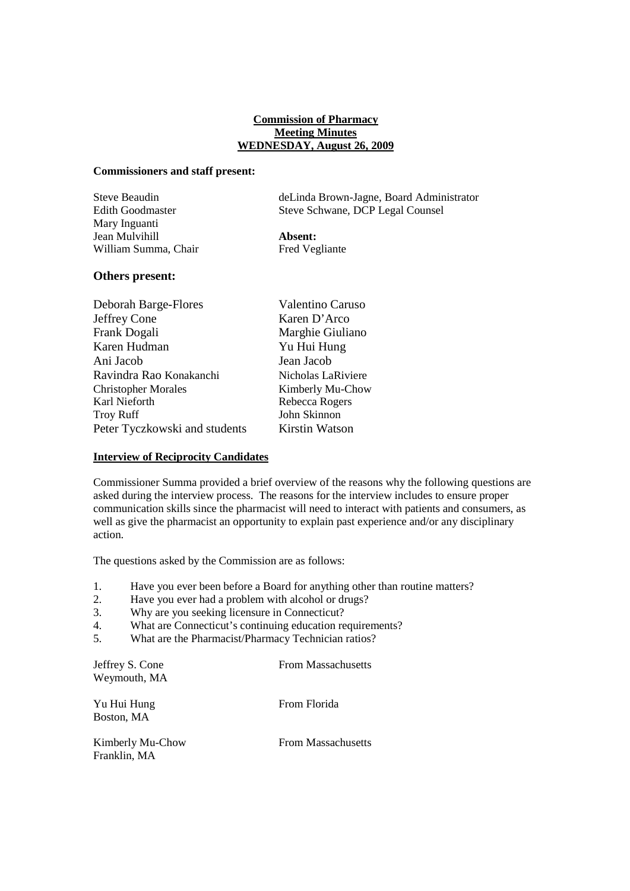**Commission of Pharmacy**
**Meeting Minutes**
**WEDNESDAY, August 26, 2009**

**Commissioners and staff present:**

| | |
|---|---|
| Steve Beaudin | deLinda Brown-Jagne, Board Administrator |
| Edith Goodmaster | Steve Schwane, DCP Legal Counsel |
| Mary Inguanti | |
| Jean Mulvihill | **Absent:** |
| William Summa, Chair | Fred Vegliante |

**Others present:**

| | |
|---|---|
| Deborah Barge-Flores | Valentino Caruso |
| Jeffrey Cone | Karen D'Arco |
| Frank Dogali | Marghie Giuliano |
| Karen Hudman | Yu Hui Hung |
| Ani Jacob | Jean Jacob |
| Ravindra Rao Konakanchi | Nicholas LaRiviere |
| Christopher Morales | Kimberly Mu-Chow |
| Karl Nieforth | Rebecca Rogers |
| Troy Ruff | John Skinnon |
| Peter Tyczkowski and students | Kirstin Watson |

**Interview of Reciprocity Candidates**

Commissioner Summa provided a brief overview of the reasons why the following questions are asked during the interview process. The reasons for the interview includes to ensure proper communication skills since the pharmacist will need to interact with patients and consumers, as well as give the pharmacist an opportunity to explain past experience and/or any disciplinary action.

The questions asked by the Commission are as follows:

1. Have you ever been before a Board for anything other than routine matters?
2. Have you ever had a problem with alcohol or drugs?
3. Why are you seeking licensure in Connecticut?
4. What are Connecticut's continuing education requirements?
5. What are the Pharmacist/Pharmacy Technician ratios?

| | |
|---|---|
| Jeffrey S. Cone<br>Weymouth, MA | From Massachusetts |
| Yu Hui Hung<br>Boston, MA | From Florida |
| Kimberly Mu-Chow<br>Franklin, MA | From Massachusetts |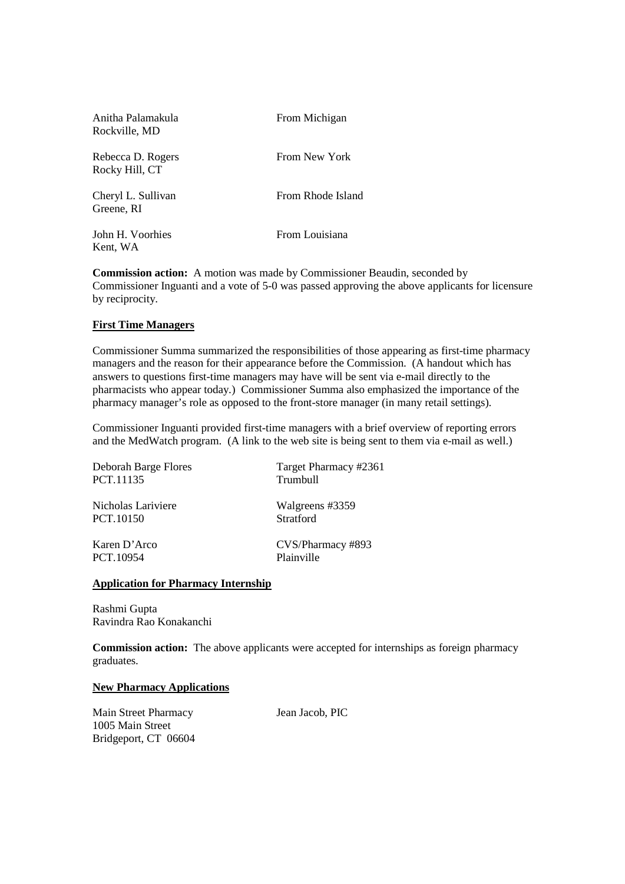| | |
|---|---|
| Anitha Palamakula<br>Rockville, MD | From Michigan |
| Rebecca D. Rogers<br>Rocky Hill, CT | From New York |
| Cheryl L. Sullivan<br>Greene, RI | From Rhode Island |
| John H. Voorhies<br>Kent, WA | From Louisiana |

**Commission action:** A motion was made by Commissioner Beaudin, seconded by Commissioner Inguanti and a vote of 5-0 was passed approving the above applicants for licensure by reciprocity.

**First Time Managers**

Commissioner Summa summarized the responsibilities of those appearing as first-time pharmacy managers and the reason for their appearance before the Commission. (A handout which has answers to questions first-time managers may have will be sent via e-mail directly to the pharmacists who appear today.) Commissioner Summa also emphasized the importance of the pharmacy manager's role as opposed to the front-store manager (in many retail settings).

Commissioner Inguanti provided first-time managers with a brief overview of reporting errors and the MedWatch program. (A link to the web site is being sent to them via e-mail as well.)

| | |
|---|---|
| Deborah Barge Flores<br>PCT.11135 | Target Pharmacy #2361<br>Trumbull |
| Nicholas Lariviere<br>PCT.10150 | Walgreens #3359<br>Stratford |
| Karen D'Arco<br>PCT.10954 | CVS/Pharmacy #893<br>Plainville |

**Application for Pharmacy Internship**

Rashmi Gupta
Ravindra Rao Konakanchi

**Commission action:** The above applicants were accepted for internships as foreign pharmacy graduates.

**New Pharmacy Applications**

| | |
|---|---|
| Main Street Pharmacy<br>1005 Main Street<br>Bridgeport, CT 06604 | Jean Jacob, PIC |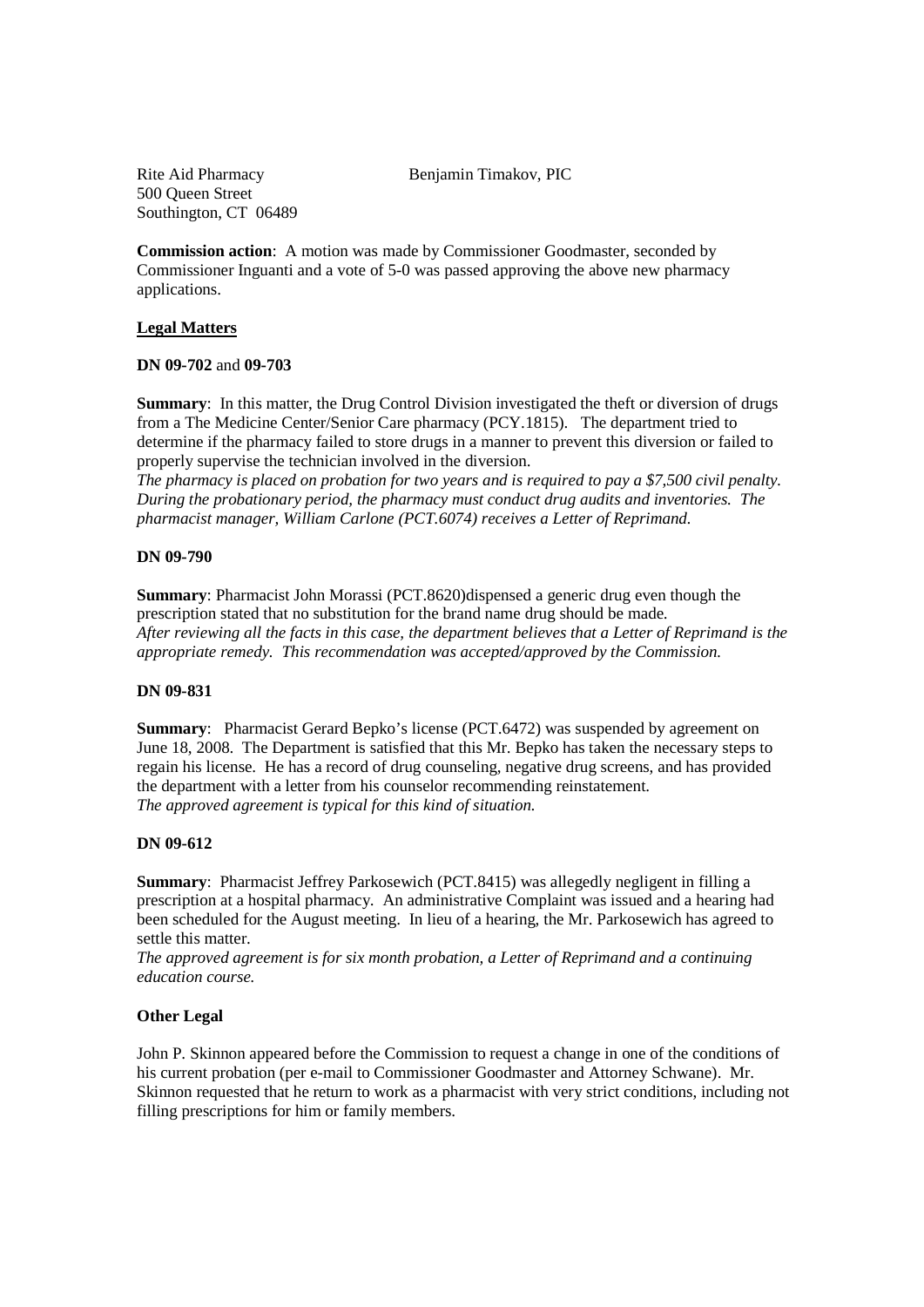Rite Aid Pharmacy  
500 Queen Street  
Southington, CT 06489

Benjamin Timakov, PIC

**Commission action**: A motion was made by Commissioner Goodmaster, seconded by Commissioner Inguanti and a vote of 5-0 was passed approving the above new pharmacy applications.

**Legal Matters**

**DN 09-702** and **09-703**

**Summary**: In this matter, the Drug Control Division investigated the theft or diversion of drugs from a The Medicine Center/Senior Care pharmacy (PCY.1815). The department tried to determine if the pharmacy failed to store drugs in a manner to prevent this diversion or failed to properly supervise the technician involved in the diversion.
*The pharmacy is placed on probation for two years and is required to pay a $7,500 civil penalty. During the probationary period, the pharmacy must conduct drug audits and inventories. The pharmacist manager, William Carlone (PCT.6074) receives a Letter of Reprimand.*

**DN 09-790**

**Summary**: Pharmacist John Morassi (PCT.8620)dispensed a generic drug even though the prescription stated that no substitution for the brand name drug should be made.
*After reviewing all the facts in this case, the department believes that a Letter of Reprimand is the appropriate remedy. This recommendation was accepted/approved by the Commission.*

**DN 09-831**

**Summary**: Pharmacist Gerard Bepko's license (PCT.6472) was suspended by agreement on June 18, 2008. The Department is satisfied that this Mr. Bepko has taken the necessary steps to regain his license. He has a record of drug counseling, negative drug screens, and has provided the department with a letter from his counselor recommending reinstatement.
*The approved agreement is typical for this kind of situation.*

**DN 09-612**

**Summary**: Pharmacist Jeffrey Parkosewich (PCT.8415) was allegedly negligent in filling a prescription at a hospital pharmacy. An administrative Complaint was issued and a hearing had been scheduled for the August meeting. In lieu of a hearing, the Mr. Parkosewich has agreed to settle this matter.
*The approved agreement is for six month probation, a Letter of Reprimand and a continuing education course.*

**Other Legal**

John P. Skinnon appeared before the Commission to request a change in one of the conditions of his current probation (per e-mail to Commissioner Goodmaster and Attorney Schwane). Mr. Skinnon requested that he return to work as a pharmacist with very strict conditions, including not filling prescriptions for him or family members.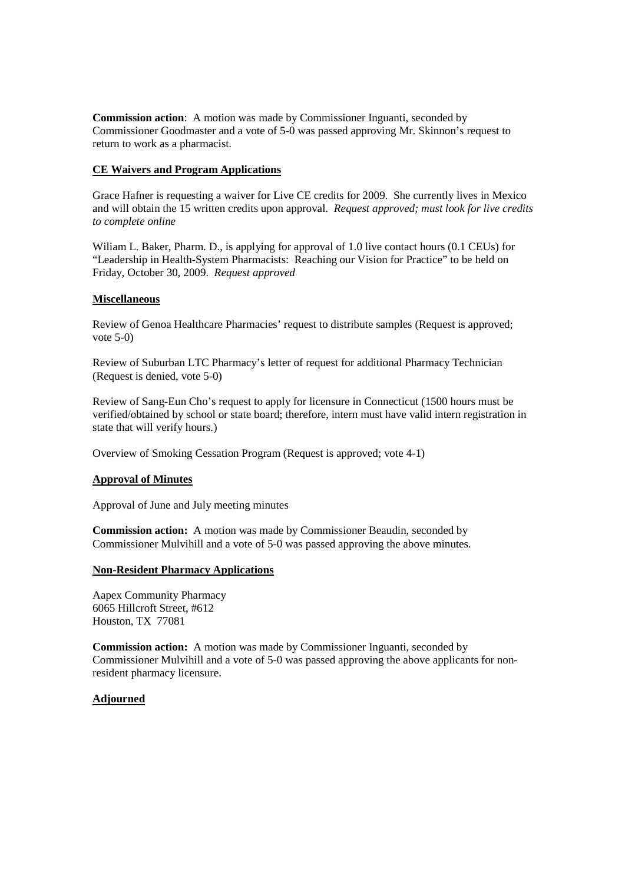**Commission action**: A motion was made by Commissioner Inguanti, seconded by Commissioner Goodmaster and a vote of 5-0 was passed approving Mr. Skinnon's request to return to work as a pharmacist.

## CE Waivers and Program Applications

Grace Hafner is requesting a waiver for Live CE credits for 2009. She currently lives in Mexico and will obtain the 15 written credits upon approval. *Request approved; must look for live credits to complete online*

Wiliam L. Baker, Pharm. D., is applying for approval of 1.0 live contact hours (0.1 CEUs) for "Leadership in Health-System Pharmacists: Reaching our Vision for Practice" to be held on Friday, October 30, 2009. *Request approved*

## Miscellaneous

Review of Genoa Healthcare Pharmacies' request to distribute samples (Request is approved; vote 5-0)

Review of Suburban LTC Pharmacy's letter of request for additional Pharmacy Technician (Request is denied, vote 5-0)

Review of Sang-Eun Cho's request to apply for licensure in Connecticut (1500 hours must be verified/obtained by school or state board; therefore, intern must have valid intern registration in state that will verify hours.)

Overview of Smoking Cessation Program (Request is approved; vote 4-1)

## Approval of Minutes

Approval of June and July meeting minutes

**Commission action:** A motion was made by Commissioner Beaudin, seconded by Commissioner Mulvihill and a vote of 5-0 was passed approving the above minutes.

## Non-Resident Pharmacy Applications

Aapex Community Pharmacy
6065 Hillcroft Street, #612
Houston, TX 77081

**Commission action:** A motion was made by Commissioner Inguanti, seconded by Commissioner Mulvihill and a vote of 5-0 was passed approving the above applicants for non-resident pharmacy licensure.

## Adjourned